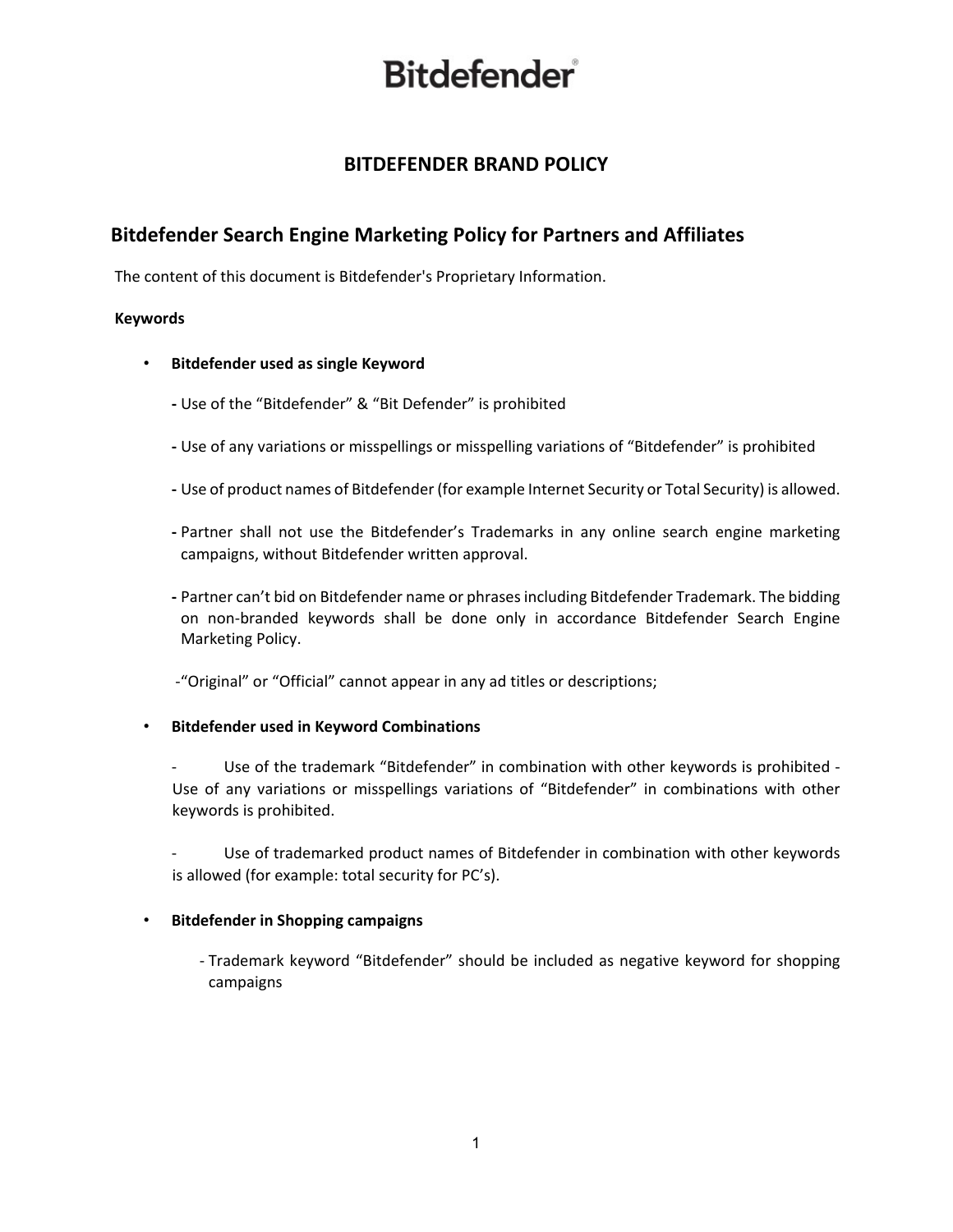Bitdefender

# BITDEFENDER BRAND POLICY

## Bitdefender Search Engine Marketing Policy for Partners and Affiliates

The content of this document is Bitdefender's Proprietary Information.

**Keywords**

- **Bitdefender used as single Keyword**

  - Use of the "Bitdefender" & "Bit Defender" is prohibited

  - Use of any variations or misspellings or misspelling variations of "Bitdefender" is prohibited

  - Use of product names of Bitdefender (for example Internet Security or Total Security) is allowed.

  - Partner shall not use the Bitdefender's Trademarks in any online search engine marketing campaigns, without Bitdefender written approval.

  - Partner can't bid on Bitdefender name or phrases including Bitdefender Trademark. The bidding on non-branded keywords shall be done only in accordance Bitdefender Search Engine Marketing Policy.

  -"Original" or "Official" cannot appear in any ad titles or descriptions;

- **Bitdefender used in Keyword Combinations**

  - Use of the trademark "Bitdefender" in combination with other keywords is prohibited - Use of any variations or misspellings variations of "Bitdefender" in combinations with other keywords is prohibited.

  - Use of trademarked product names of Bitdefender in combination with other keywords is allowed (for example: total security for PC's).

- **Bitdefender in Shopping campaigns**

  - Trademark keyword "Bitdefender" should be included as negative keyword for shopping campaigns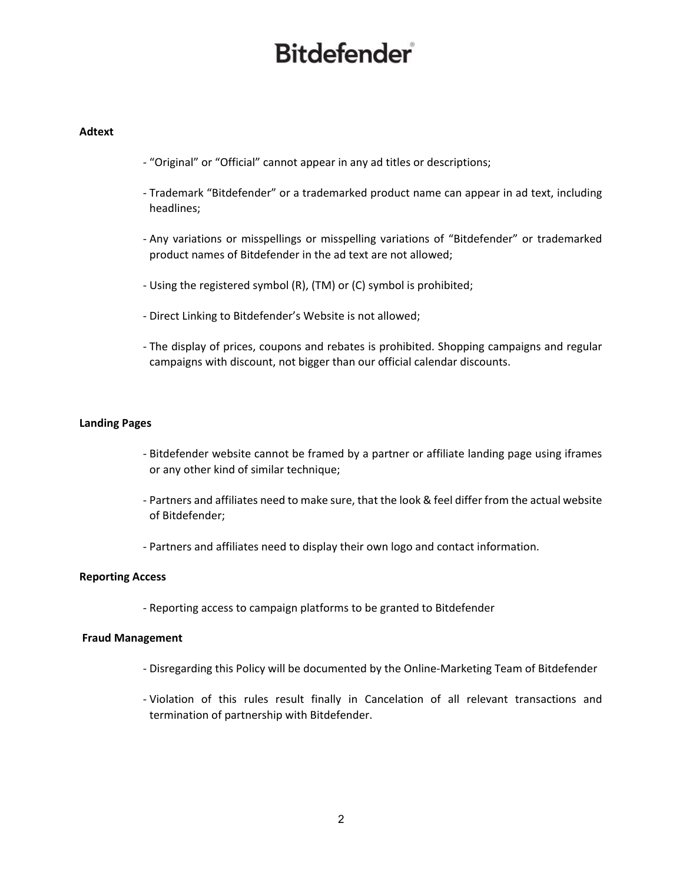**Adtext**

- "Original" or "Official" cannot appear in any ad titles or descriptions;
- Trademark "Bitdefender" or a trademarked product name can appear in ad text, including headlines;
- Any variations or misspellings or misspelling variations of "Bitdefender" or trademarked product names of Bitdefender in the ad text are not allowed;
- Using the registered symbol (R), (TM) or (C) symbol is prohibited;
- Direct Linking to Bitdefender's Website is not allowed;
- The display of prices, coupons and rebates is prohibited. Shopping campaigns and regular campaigns with discount, not bigger than our official calendar discounts.

**Landing Pages**

- Bitdefender website cannot be framed by a partner or affiliate landing page using iframes or any other kind of similar technique;
- Partners and affiliates need to make sure, that the look & feel differ from the actual website of Bitdefender;
- Partners and affiliates need to display their own logo and contact information.

**Reporting Access**

- Reporting access to campaign platforms to be granted to Bitdefender

**Fraud Management**

- Disregarding this Policy will be documented by the Online-Marketing Team of Bitdefender
- Violation of this rules result finally in Cancelation of all relevant transactions and termination of partnership with Bitdefender.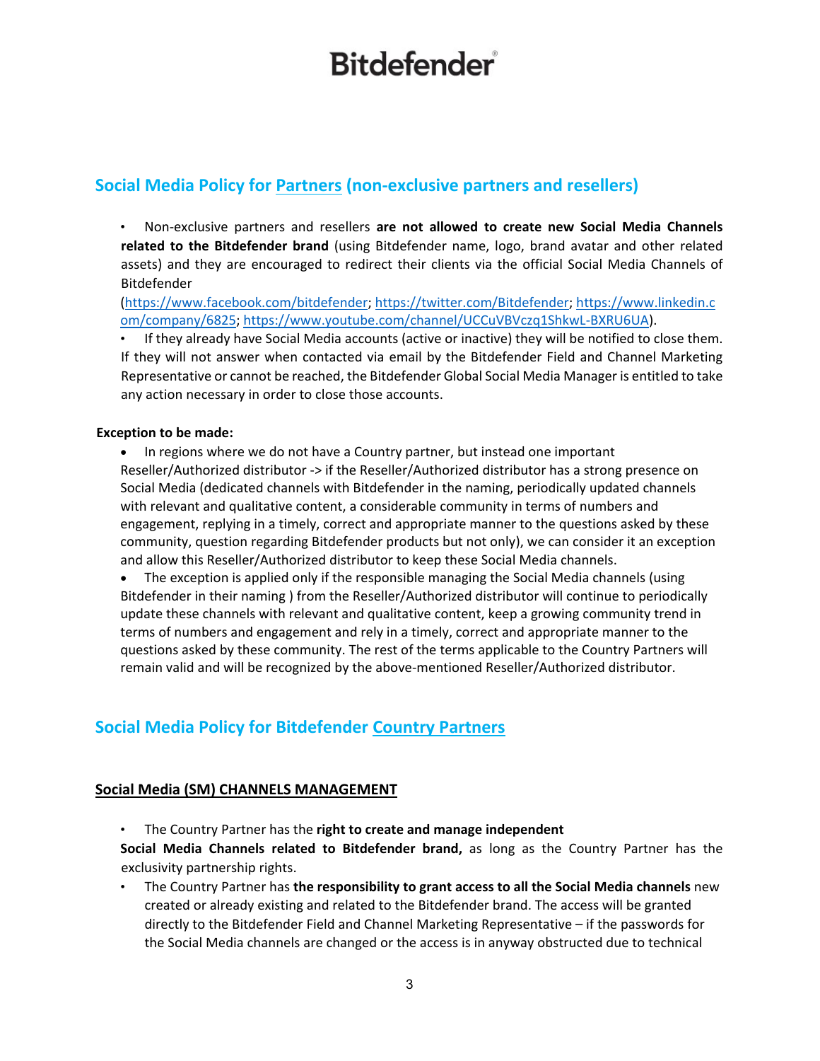## Social Media Policy for Partners (non-exclusive partners and resellers)

- Non-exclusive partners and resellers **are not allowed to create new Social Media Channels related to the Bitdefender brand** (using Bitdefender name, logo, brand avatar and other related assets) and they are encouraged to redirect their clients via the official Social Media Channels of Bitdefender (https://www.facebook.com/bitdefender; https://twitter.com/Bitdefender; https://www.linkedin.com/company/6825; https://www.youtube.com/channel/UCCuVBVczq1ShkwL-BXRU6UA).
- If they already have Social Media accounts (active or inactive) they will be notified to close them. If they will not answer when contacted via email by the Bitdefender Field and Channel Marketing Representative or cannot be reached, the Bitdefender Global Social Media Manager is entitled to take any action necessary in order to close those accounts.

**Exception to be made:**

- In regions where we do not have a Country partner, but instead one important Reseller/Authorized distributor -> if the Reseller/Authorized distributor has a strong presence on Social Media (dedicated channels with Bitdefender in the naming, periodically updated channels with relevant and qualitative content, a considerable community in terms of numbers and engagement, replying in a timely, correct and appropriate manner to the questions asked by these community, question regarding Bitdefender products but not only), we can consider it an exception and allow this Reseller/Authorized distributor to keep these Social Media channels.
- The exception is applied only if the responsible managing the Social Media channels (using Bitdefender in their naming ) from the Reseller/Authorized distributor will continue to periodically update these channels with relevant and qualitative content, keep a growing community trend in terms of numbers and engagement and rely in a timely, correct and appropriate manner to the questions asked by these community. The rest of the terms applicable to the Country Partners will remain valid and will be recognized by the above-mentioned Reseller/Authorized distributor.

## Social Media Policy for Bitdefender Country Partners

### Social Media (SM) CHANNELS MANAGEMENT

- The Country Partner has the **right to create and manage independent Social Media Channels related to Bitdefender brand,** as long as the Country Partner has the exclusivity partnership rights.
- The Country Partner has **the responsibility to grant access to all the Social Media channels** new created or already existing and related to the Bitdefender brand. The access will be granted directly to the Bitdefender Field and Channel Marketing Representative – if the passwords for the Social Media channels are changed or the access is in anyway obstructed due to technical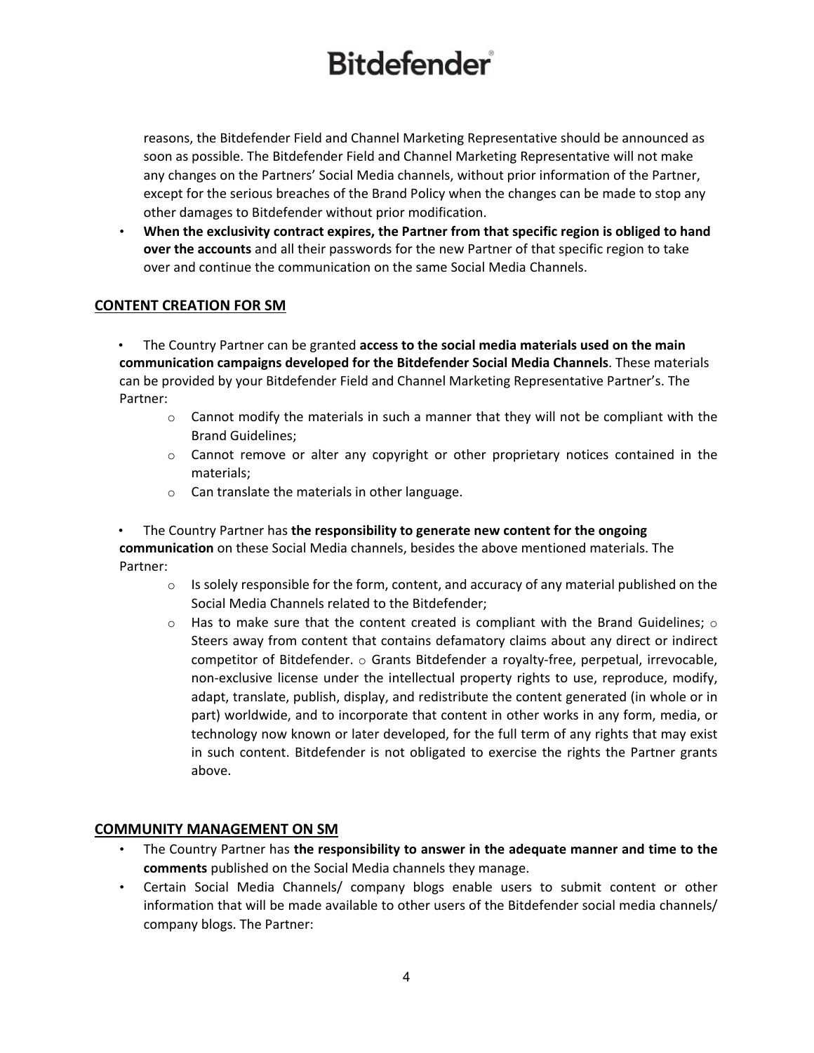reasons, the Bitdefender Field and Channel Marketing Representative should be announced as soon as possible. The Bitdefender Field and Channel Marketing Representative will not make any changes on the Partners' Social Media channels, without prior information of the Partner, except for the serious breaches of the Brand Policy when the changes can be made to stop any other damages to Bitdefender without prior modification.

- **When the exclusivity contract expires, the Partner from that specific region is obliged to hand over the accounts** and all their passwords for the new Partner of that specific region to take over and continue the communication on the same Social Media Channels.

## CONTENT CREATION FOR SM

- The Country Partner can be granted **access to the social media materials used on the main communication campaigns developed for the Bitdefender Social Media Channels**. These materials can be provided by your Bitdefender Field and Channel Marketing Representative Partner's. The Partner:
    - Cannot modify the materials in such a manner that they will not be compliant with the Brand Guidelines;
    - Cannot remove or alter any copyright or other proprietary notices contained in the materials;
    - Can translate the materials in other language.

- The Country Partner has **the responsibility to generate new content for the ongoing communication** on these Social Media channels, besides the above mentioned materials. The Partner:
    - Is solely responsible for the form, content, and accuracy of any material published on the Social Media Channels related to the Bitdefender;
    - Has to make sure that the content created is compliant with the Brand Guidelines; o Steers away from content that contains defamatory claims about any direct or indirect competitor of Bitdefender. o Grants Bitdefender a royalty-free, perpetual, irrevocable, non-exclusive license under the intellectual property rights to use, reproduce, modify, adapt, translate, publish, display, and redistribute the content generated (in whole or in part) worldwide, and to incorporate that content in other works in any form, media, or technology now known or later developed, for the full term of any rights that may exist in such content. Bitdefender is not obligated to exercise the rights the Partner grants above.

## COMMUNITY MANAGEMENT ON SM

- The Country Partner has **the responsibility to answer in the adequate manner and time to the comments** published on the Social Media channels they manage.
- Certain Social Media Channels/ company blogs enable users to submit content or other information that will be made available to other users of the Bitdefender social media channels/ company blogs. The Partner: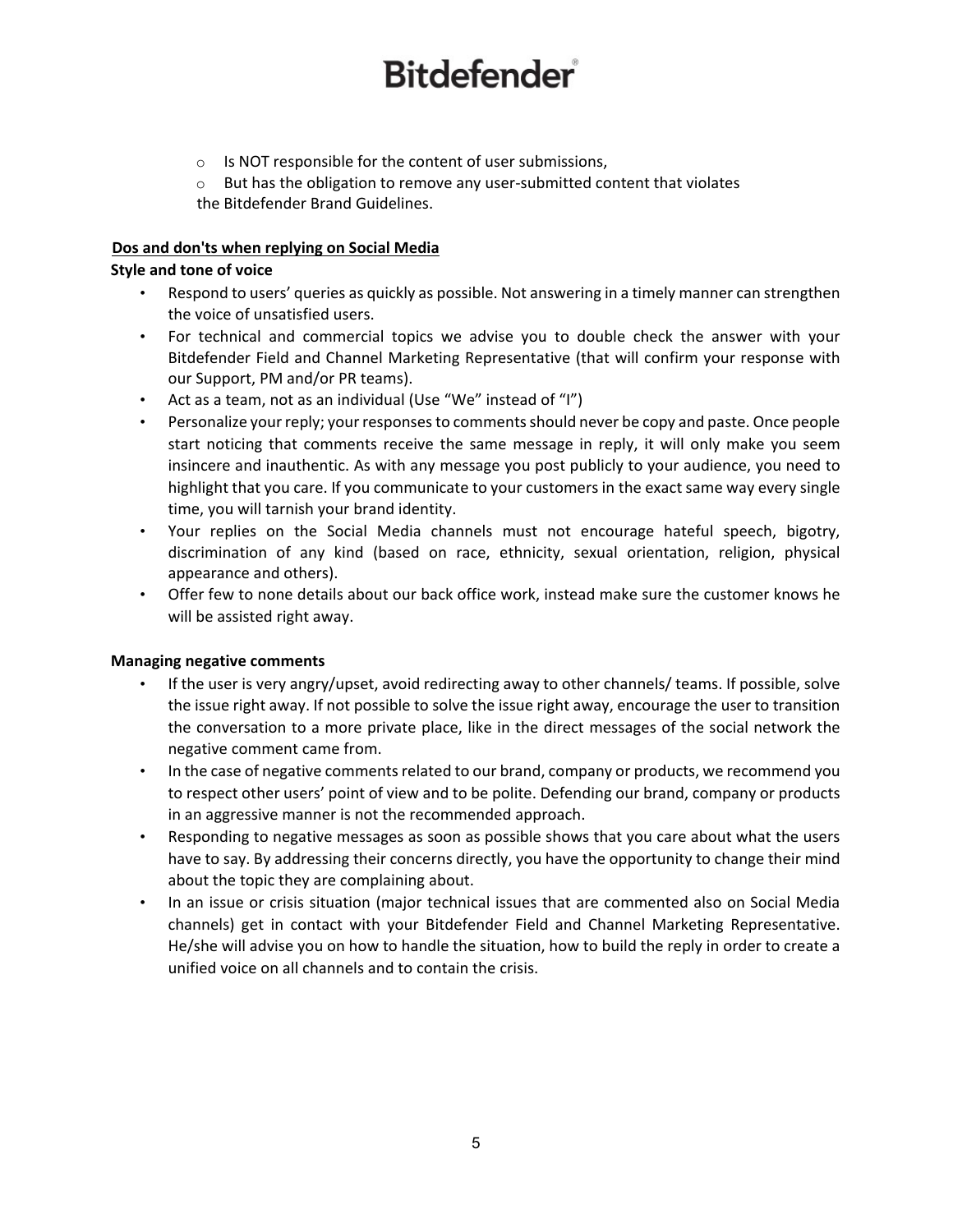- Is NOT responsible for the content of user submissions,
- But has the obligation to remove any user-submitted content that violates the Bitdefender Brand Guidelines.

## Dos and don'ts when replying on Social Media

### Style and tone of voice

- Respond to users' queries as quickly as possible. Not answering in a timely manner can strengthen the voice of unsatisfied users.
- For technical and commercial topics we advise you to double check the answer with your Bitdefender Field and Channel Marketing Representative (that will confirm your response with our Support, PM and/or PR teams).
- Act as a team, not as an individual (Use "We" instead of "I")
- Personalize your reply; your responses to comments should never be copy and paste. Once people start noticing that comments receive the same message in reply, it will only make you seem insincere and inauthentic. As with any message you post publicly to your audience, you need to highlight that you care. If you communicate to your customers in the exact same way every single time, you will tarnish your brand identity.
- Your replies on the Social Media channels must not encourage hateful speech, bigotry, discrimination of any kind (based on race, ethnicity, sexual orientation, religion, physical appearance and others).
- Offer few to none details about our back office work, instead make sure the customer knows he will be assisted right away.

### Managing negative comments

- If the user is very angry/upset, avoid redirecting away to other channels/ teams. If possible, solve the issue right away. If not possible to solve the issue right away, encourage the user to transition the conversation to a more private place, like in the direct messages of the social network the negative comment came from.
- In the case of negative comments related to our brand, company or products, we recommend you to respect other users' point of view and to be polite. Defending our brand, company or products in an aggressive manner is not the recommended approach.
- Responding to negative messages as soon as possible shows that you care about what the users have to say. By addressing their concerns directly, you have the opportunity to change their mind about the topic they are complaining about.
- In an issue or crisis situation (major technical issues that are commented also on Social Media channels) get in contact with your Bitdefender Field and Channel Marketing Representative. He/she will advise you on how to handle the situation, how to build the reply in order to create a unified voice on all channels and to contain the crisis.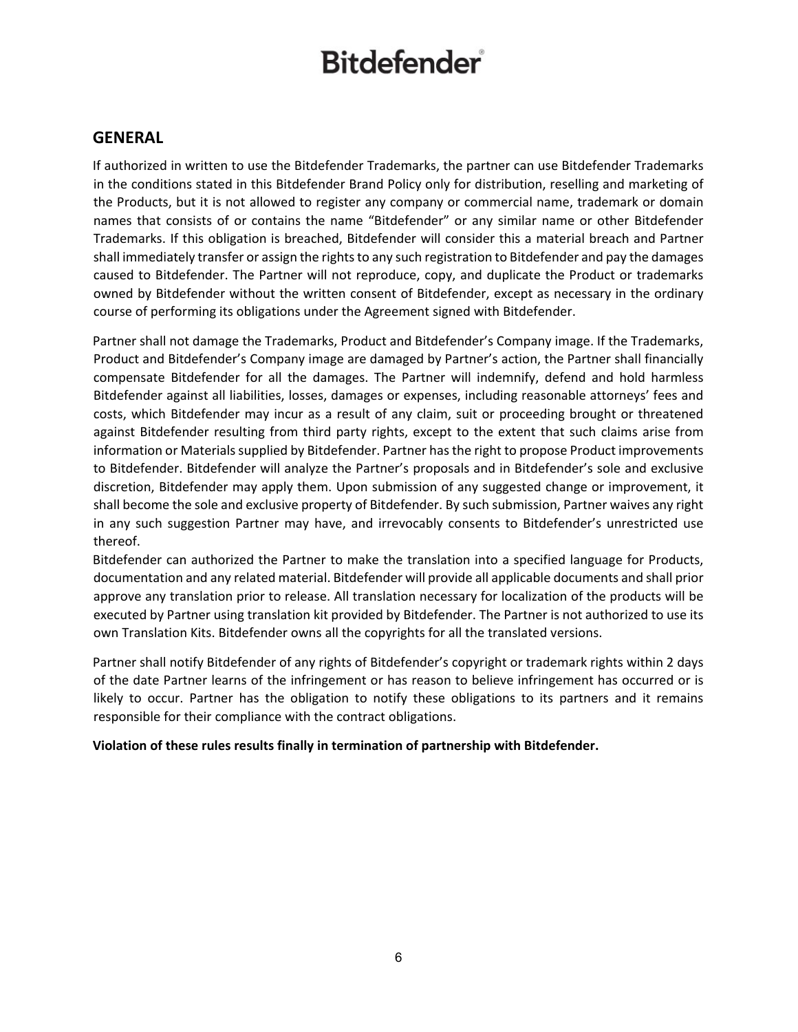## GENERAL

If authorized in written to use the Bitdefender Trademarks, the partner can use Bitdefender Trademarks in the conditions stated in this Bitdefender Brand Policy only for distribution, reselling and marketing of the Products, but it is not allowed to register any company or commercial name, trademark or domain names that consists of or contains the name "Bitdefender" or any similar name or other Bitdefender Trademarks. If this obligation is breached, Bitdefender will consider this a material breach and Partner shall immediately transfer or assign the rights to any such registration to Bitdefender and pay the damages caused to Bitdefender. The Partner will not reproduce, copy, and duplicate the Product or trademarks owned by Bitdefender without the written consent of Bitdefender, except as necessary in the ordinary course of performing its obligations under the Agreement signed with Bitdefender.

Partner shall not damage the Trademarks, Product and Bitdefender's Company image. If the Trademarks, Product and Bitdefender's Company image are damaged by Partner's action, the Partner shall financially compensate Bitdefender for all the damages. The Partner will indemnify, defend and hold harmless Bitdefender against all liabilities, losses, damages or expenses, including reasonable attorneys' fees and costs, which Bitdefender may incur as a result of any claim, suit or proceeding brought or threatened against Bitdefender resulting from third party rights, except to the extent that such claims arise from information or Materials supplied by Bitdefender. Partner has the right to propose Product improvements to Bitdefender. Bitdefender will analyze the Partner's proposals and in Bitdefender's sole and exclusive discretion, Bitdefender may apply them. Upon submission of any suggested change or improvement, it shall become the sole and exclusive property of Bitdefender. By such submission, Partner waives any right in any such suggestion Partner may have, and irrevocably consents to Bitdefender's unrestricted use thereof.

Bitdefender can authorized the Partner to make the translation into a specified language for Products, documentation and any related material. Bitdefender will provide all applicable documents and shall prior approve any translation prior to release. All translation necessary for localization of the products will be executed by Partner using translation kit provided by Bitdefender. The Partner is not authorized to use its own Translation Kits. Bitdefender owns all the copyrights for all the translated versions.

Partner shall notify Bitdefender of any rights of Bitdefender's copyright or trademark rights within 2 days of the date Partner learns of the infringement or has reason to believe infringement has occurred or is likely to occur. Partner has the obligation to notify these obligations to its partners and it remains responsible for their compliance with the contract obligations.

**Violation of these rules results finally in termination of partnership with Bitdefender.**